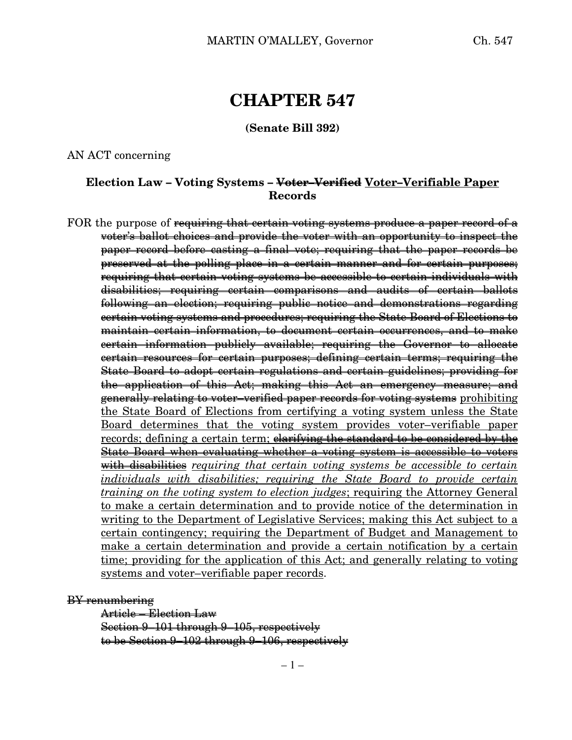# CHAPTER 547

**(Senate Bill 392)**

AN ACT concerning

**Election Law – Voting Systems – ~~Voter–Verified~~ <u>Voter–Verifiable Paper</u> Records**

FOR the purpose of ~~requiring that certain voting systems produce a paper record of a voter's ballot choices and provide the voter with an opportunity to inspect the paper record before casting a final vote; requiring that the paper records be preserved at the polling place in a certain manner and for certain purposes; requiring that certain voting systems be accessible to certain individuals with disabilities; requiring certain comparisons and audits of certain ballots following an election; requiring public notice and demonstrations regarding certain voting systems and procedures; requiring the State Board of Elections to maintain certain information, to document certain occurrences, and to make certain information publicly available; requiring the Governor to allocate certain resources for certain purposes; defining certain terms; requiring the State Board to adopt certain regulations and certain guidelines; providing for the application of this Act; making this Act an emergency measure; and generally relating to voter–verified paper records for voting systems~~ <u>prohibiting the State Board of Elections from certifying a voting system unless the State Board determines that the voting system provides voter–verifiable paper records; defining a certain term;</u> ~~clarifying the standard to be considered by the State Board when evaluating whether a voting system is accessible to voters with disabilities~~ <u>*requiring that certain voting systems be accessible to certain individuals with disabilities; requiring the State Board to provide certain training on the voting system to election judges*; requiring the Attorney General to make a certain determination and to provide notice of the determination in writing to the Department of Legislative Services; making this Act subject to a certain contingency; requiring the Department of Budget and Management to make a certain determination and provide a certain notification by a certain time; providing for the application of this Act; and generally relating to voting systems and voter–verifiable paper records</u>.

~~BY renumbering~~
~~Article – Election Law~~
~~Section 9–101 through 9–105, respectively~~
~~to be Section 9–102 through 9–106, respectively~~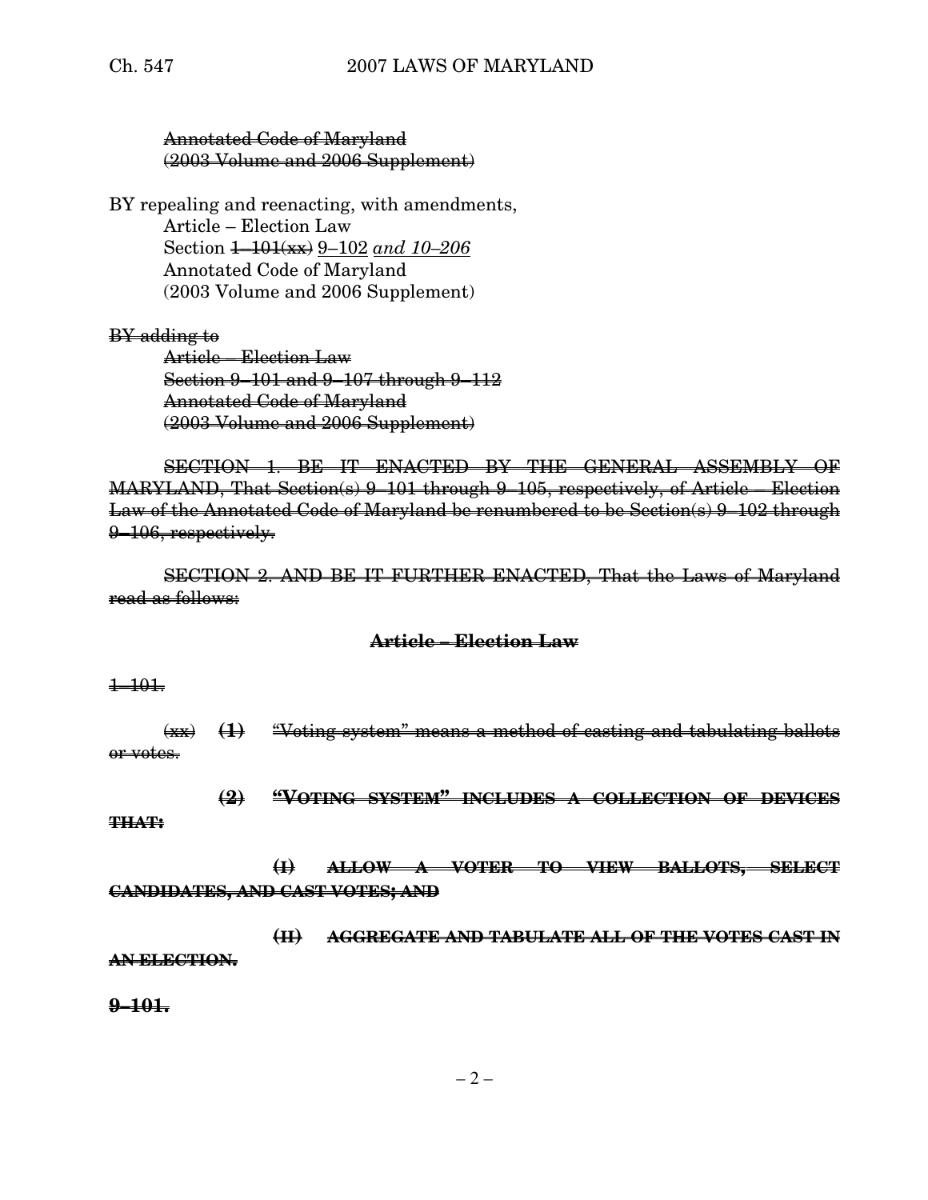~~Annotated Code of Maryland~~
~~(2003 Volume and 2006 Supplement)~~

BY repealing and reenacting, with amendments,
Article – Election Law
Section ~~1–101(xx)~~ 9–102 *and 10–206*
Annotated Code of Maryland
(2003 Volume and 2006 Supplement)

~~BY adding to~~
~~Article – Election Law~~
~~Section 9–101 and 9–107 through 9–112~~
~~Annotated Code of Maryland~~
~~(2003 Volume and 2006 Supplement)~~

~~SECTION 1. BE IT ENACTED BY THE GENERAL ASSEMBLY OF MARYLAND, That Section(s) 9–101 through 9–105, respectively, of Article – Election Law of the Annotated Code of Maryland be renumbered to be Section(s) 9–102 through 9–106, respectively.~~

~~SECTION 2. AND BE IT FURTHER ENACTED, That the Laws of Maryland read as follows:~~

**~~Article – Election Law~~**

~~1–101.~~

~~(xx)~~ **~~(1)~~** ~~"Voting system" means a method of casting and tabulating ballots or votes.~~

**~~(2) "VOTING SYSTEM" INCLUDES A COLLECTION OF DEVICES THAT:~~**

**~~(I) ALLOW A VOTER TO VIEW BALLOTS, SELECT CANDIDATES, AND CAST VOTES; AND~~**

**~~(II) AGGREGATE AND TABULATE ALL OF THE VOTES CAST IN AN ELECTION.~~**

**~~9–101.~~**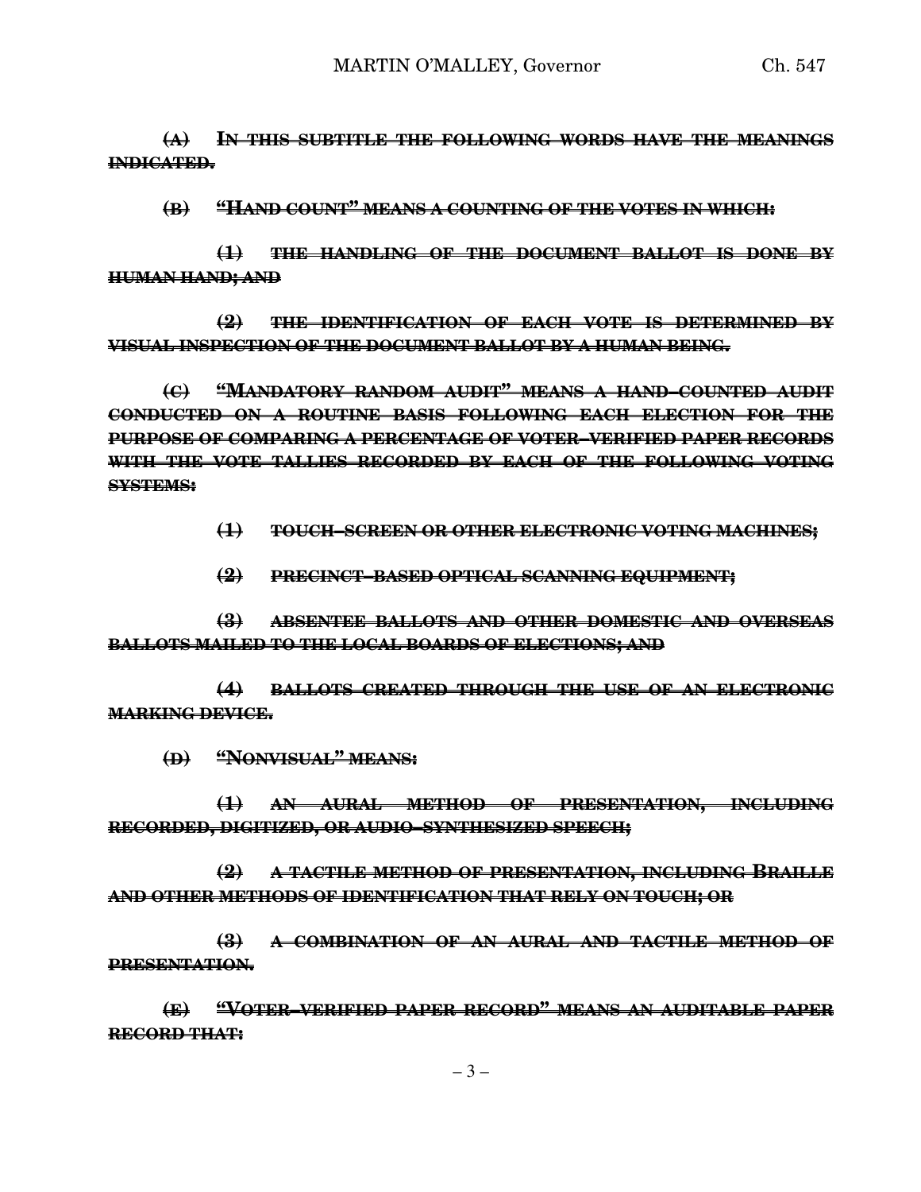~~**(A) IN THIS SUBTITLE THE FOLLOWING WORDS HAVE THE MEANINGS INDICATED.**~~

~~**(B) "HAND COUNT" MEANS A COUNTING OF THE VOTES IN WHICH:**~~

~~**(1) THE HANDLING OF THE DOCUMENT BALLOT IS DONE BY HUMAN HAND; AND**~~

~~**(2) THE IDENTIFICATION OF EACH VOTE IS DETERMINED BY VISUAL INSPECTION OF THE DOCUMENT BALLOT BY A HUMAN BEING.**~~

~~**(C) "MANDATORY RANDOM AUDIT" MEANS A HAND–COUNTED AUDIT CONDUCTED ON A ROUTINE BASIS FOLLOWING EACH ELECTION FOR THE PURPOSE OF COMPARING A PERCENTAGE OF VOTER–VERIFIED PAPER RECORDS WITH THE VOTE TALLIES RECORDED BY EACH OF THE FOLLOWING VOTING SYSTEMS:**~~

~~**(1) TOUCH–SCREEN OR OTHER ELECTRONIC VOTING MACHINES;**~~

~~**(2) PRECINCT–BASED OPTICAL SCANNING EQUIPMENT;**~~

~~**(3) ABSENTEE BALLOTS AND OTHER DOMESTIC AND OVERSEAS BALLOTS MAILED TO THE LOCAL BOARDS OF ELECTIONS; AND**~~

~~**(4) BALLOTS CREATED THROUGH THE USE OF AN ELECTRONIC MARKING DEVICE.**~~

~~**(D) "NONVISUAL" MEANS:**~~

~~**(1) AN AURAL METHOD OF PRESENTATION, INCLUDING RECORDED, DIGITIZED, OR AUDIO–SYNTHESIZED SPEECH;**~~

~~**(2) A TACTILE METHOD OF PRESENTATION, INCLUDING BRAILLE AND OTHER METHODS OF IDENTIFICATION THAT RELY ON TOUCH; OR**~~

~~**(3) A COMBINATION OF AN AURAL AND TACTILE METHOD OF PRESENTATION.**~~

~~**(E) "VOTER–VERIFIED PAPER RECORD" MEANS AN AUDITABLE PAPER RECORD THAT:**~~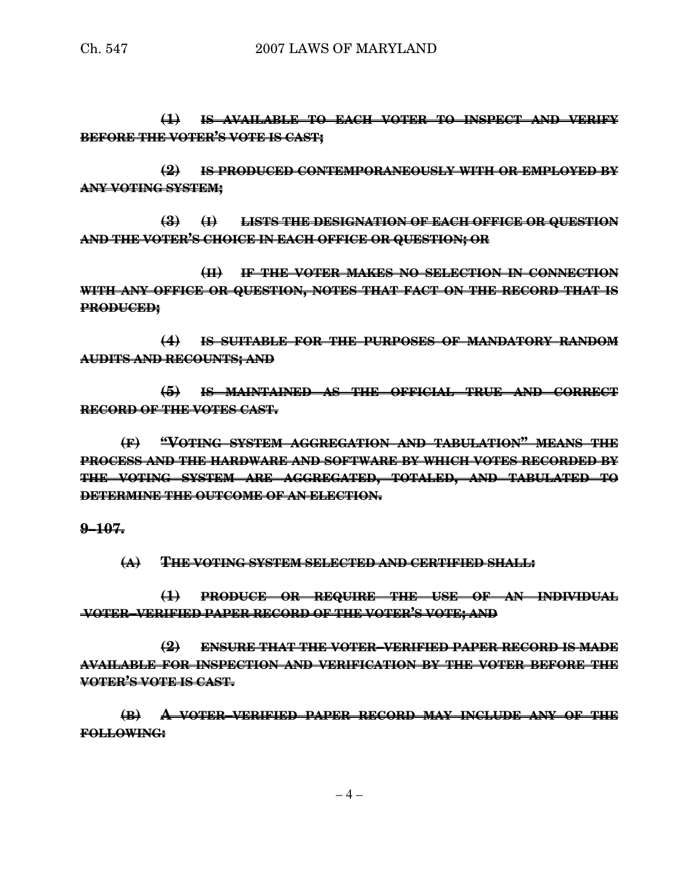~~**(1) IS AVAILABLE TO EACH VOTER TO INSPECT AND VERIFY BEFORE THE VOTER'S VOTE IS CAST;**~~

~~**(2) IS PRODUCED CONTEMPORANEOUSLY WITH OR EMPLOYED BY ANY VOTING SYSTEM;**~~

~~**(3) (I) LISTS THE DESIGNATION OF EACH OFFICE OR QUESTION AND THE VOTER'S CHOICE IN EACH OFFICE OR QUESTION; OR**~~

~~**(II) IF THE VOTER MAKES NO SELECTION IN CONNECTION WITH ANY OFFICE OR QUESTION, NOTES THAT FACT ON THE RECORD THAT IS PRODUCED;**~~

~~**(4) IS SUITABLE FOR THE PURPOSES OF MANDATORY RANDOM AUDITS AND RECOUNTS; AND**~~

~~**(5) IS MAINTAINED AS THE OFFICIAL TRUE AND CORRECT RECORD OF THE VOTES CAST.**~~

~~**(F) "VOTING SYSTEM AGGREGATION AND TABULATION" MEANS THE PROCESS AND THE HARDWARE AND SOFTWARE BY WHICH VOTES RECORDED BY THE VOTING SYSTEM ARE AGGREGATED, TOTALED, AND TABULATED TO DETERMINE THE OUTCOME OF AN ELECTION.**~~

~~**9–107.**~~

~~**(A) THE VOTING SYSTEM SELECTED AND CERTIFIED SHALL:**~~

~~**(1) PRODUCE OR REQUIRE THE USE OF AN INDIVIDUAL VOTER–VERIFIED PAPER RECORD OF THE VOTER'S VOTE; AND**~~

~~**(2) ENSURE THAT THE VOTER–VERIFIED PAPER RECORD IS MADE AVAILABLE FOR INSPECTION AND VERIFICATION BY THE VOTER BEFORE THE VOTER'S VOTE IS CAST.**~~

~~**(B) A VOTER–VERIFIED PAPER RECORD MAY INCLUDE ANY OF THE FOLLOWING:**~~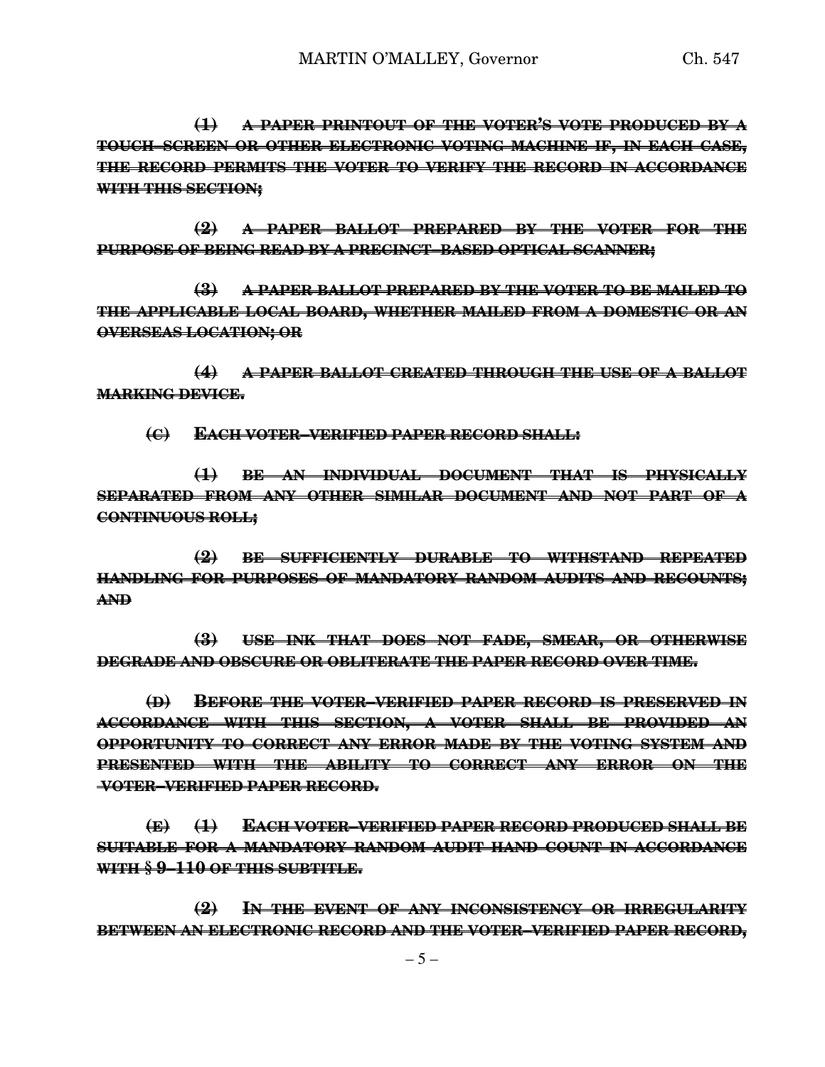~~(1) A PAPER PRINTOUT OF THE VOTER'S VOTE PRODUCED BY A TOUCH–SCREEN OR OTHER ELECTRONIC VOTING MACHINE IF, IN EACH CASE, THE RECORD PERMITS THE VOTER TO VERIFY THE RECORD IN ACCORDANCE WITH THIS SECTION;~~

~~(2) A PAPER BALLOT PREPARED BY THE VOTER FOR THE PURPOSE OF BEING READ BY A PRECINCT–BASED OPTICAL SCANNER;~~

~~(3) A PAPER BALLOT PREPARED BY THE VOTER TO BE MAILED TO THE APPLICABLE LOCAL BOARD, WHETHER MAILED FROM A DOMESTIC OR AN OVERSEAS LOCATION; OR~~

~~(4) A PAPER BALLOT CREATED THROUGH THE USE OF A BALLOT MARKING DEVICE.~~

~~(C) EACH VOTER–VERIFIED PAPER RECORD SHALL:~~

~~(1) BE AN INDIVIDUAL DOCUMENT THAT IS PHYSICALLY SEPARATED FROM ANY OTHER SIMILAR DOCUMENT AND NOT PART OF A CONTINUOUS ROLL;~~

~~(2) BE SUFFICIENTLY DURABLE TO WITHSTAND REPEATED HANDLING FOR PURPOSES OF MANDATORY RANDOM AUDITS AND RECOUNTS; AND~~

~~(3) USE INK THAT DOES NOT FADE, SMEAR, OR OTHERWISE DEGRADE AND OBSCURE OR OBLITERATE THE PAPER RECORD OVER TIME.~~

~~(D) BEFORE THE VOTER–VERIFIED PAPER RECORD IS PRESERVED IN ACCORDANCE WITH THIS SECTION, A VOTER SHALL BE PROVIDED AN OPPORTUNITY TO CORRECT ANY ERROR MADE BY THE VOTING SYSTEM AND PRESENTED WITH THE ABILITY TO CORRECT ANY ERROR ON THE VOTER–VERIFIED PAPER RECORD.~~

~~(E) (1) EACH VOTER–VERIFIED PAPER RECORD PRODUCED SHALL BE SUITABLE FOR A MANDATORY RANDOM AUDIT HAND COUNT IN ACCORDANCE WITH § 9–110 OF THIS SUBTITLE.~~

~~(2) IN THE EVENT OF ANY INCONSISTENCY OR IRREGULARITY BETWEEN AN ELECTRONIC RECORD AND THE VOTER–VERIFIED PAPER RECORD,~~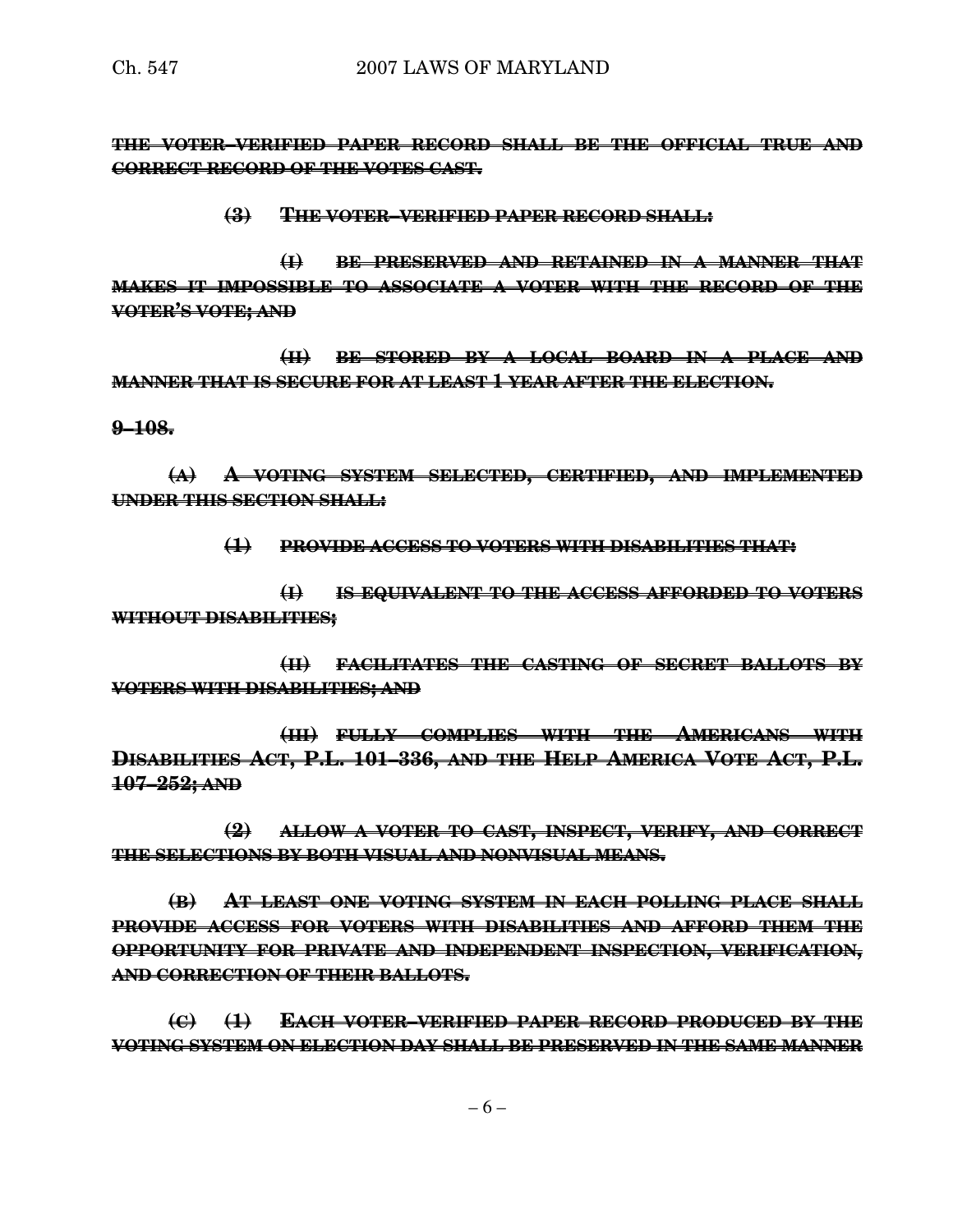~~**THE VOTER–VERIFIED PAPER RECORD SHALL BE THE OFFICIAL TRUE AND CORRECT RECORD OF THE VOTES CAST.**~~

~~**(3) THE VOTER–VERIFIED PAPER RECORD SHALL:**~~

~~**(I) BE PRESERVED AND RETAINED IN A MANNER THAT MAKES IT IMPOSSIBLE TO ASSOCIATE A VOTER WITH THE RECORD OF THE VOTER'S VOTE; AND**~~

~~**(II) BE STORED BY A LOCAL BOARD IN A PLACE AND MANNER THAT IS SECURE FOR AT LEAST 1 YEAR AFTER THE ELECTION.**~~

~~**9–108.**~~

~~**(A) A VOTING SYSTEM SELECTED, CERTIFIED, AND IMPLEMENTED UNDER THIS SECTION SHALL:**~~

~~**(1) PROVIDE ACCESS TO VOTERS WITH DISABILITIES THAT:**~~

~~**(I) IS EQUIVALENT TO THE ACCESS AFFORDED TO VOTERS WITHOUT DISABILITIES;**~~

~~**(II) FACILITATES THE CASTING OF SECRET BALLOTS BY VOTERS WITH DISABILITIES; AND**~~

~~**(III) FULLY COMPLIES WITH THE AMERICANS WITH DISABILITIES ACT, P.L. 101–336, AND THE HELP AMERICA VOTE ACT, P.L. 107–252; AND**~~

~~**(2) ALLOW A VOTER TO CAST, INSPECT, VERIFY, AND CORRECT THE SELECTIONS BY BOTH VISUAL AND NONVISUAL MEANS.**~~

~~**(B) AT LEAST ONE VOTING SYSTEM IN EACH POLLING PLACE SHALL PROVIDE ACCESS FOR VOTERS WITH DISABILITIES AND AFFORD THEM THE OPPORTUNITY FOR PRIVATE AND INDEPENDENT INSPECTION, VERIFICATION, AND CORRECTION OF THEIR BALLOTS.**~~

~~**(C) (1) EACH VOTER–VERIFIED PAPER RECORD PRODUCED BY THE VOTING SYSTEM ON ELECTION DAY SHALL BE PRESERVED IN THE SAME MANNER**~~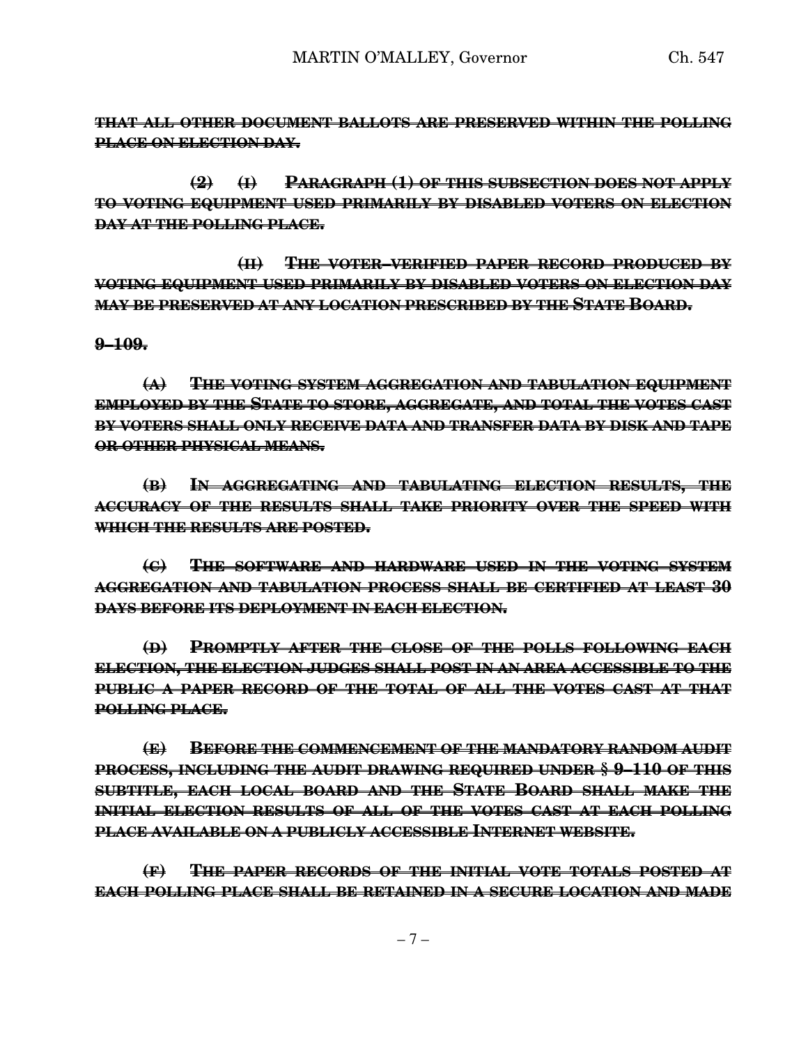~~**THAT ALL OTHER DOCUMENT BALLOTS ARE PRESERVED WITHIN THE POLLING PLACE ON ELECTION DAY.**~~

~~**(2) (I) PARAGRAPH (1) OF THIS SUBSECTION DOES NOT APPLY TO VOTING EQUIPMENT USED PRIMARILY BY DISABLED VOTERS ON ELECTION DAY AT THE POLLING PLACE.**~~

~~**(II) THE VOTER–VERIFIED PAPER RECORD PRODUCED BY VOTING EQUIPMENT USED PRIMARILY BY DISABLED VOTERS ON ELECTION DAY MAY BE PRESERVED AT ANY LOCATION PRESCRIBED BY THE STATE BOARD.**~~

~~**9–109.**~~

~~**(A) THE VOTING SYSTEM AGGREGATION AND TABULATION EQUIPMENT EMPLOYED BY THE STATE TO STORE, AGGREGATE, AND TOTAL THE VOTES CAST BY VOTERS SHALL ONLY RECEIVE DATA AND TRANSFER DATA BY DISK AND TAPE OR OTHER PHYSICAL MEANS.**~~

~~**(B) IN AGGREGATING AND TABULATING ELECTION RESULTS, THE ACCURACY OF THE RESULTS SHALL TAKE PRIORITY OVER THE SPEED WITH WHICH THE RESULTS ARE POSTED.**~~

~~**(C) THE SOFTWARE AND HARDWARE USED IN THE VOTING SYSTEM AGGREGATION AND TABULATION PROCESS SHALL BE CERTIFIED AT LEAST 30 DAYS BEFORE ITS DEPLOYMENT IN EACH ELECTION.**~~

~~**(D) PROMPTLY AFTER THE CLOSE OF THE POLLS FOLLOWING EACH ELECTION, THE ELECTION JUDGES SHALL POST IN AN AREA ACCESSIBLE TO THE PUBLIC A PAPER RECORD OF THE TOTAL OF ALL THE VOTES CAST AT THAT POLLING PLACE.**~~

~~**(E) BEFORE THE COMMENCEMENT OF THE MANDATORY RANDOM AUDIT PROCESS, INCLUDING THE AUDIT DRAWING REQUIRED UNDER § 9–110 OF THIS SUBTITLE, EACH LOCAL BOARD AND THE STATE BOARD SHALL MAKE THE INITIAL ELECTION RESULTS OF ALL OF THE VOTES CAST AT EACH POLLING PLACE AVAILABLE ON A PUBLICLY ACCESSIBLE INTERNET WEBSITE.**~~

~~**(F) THE PAPER RECORDS OF THE INITIAL VOTE TOTALS POSTED AT EACH POLLING PLACE SHALL BE RETAINED IN A SECURE LOCATION AND MADE**~~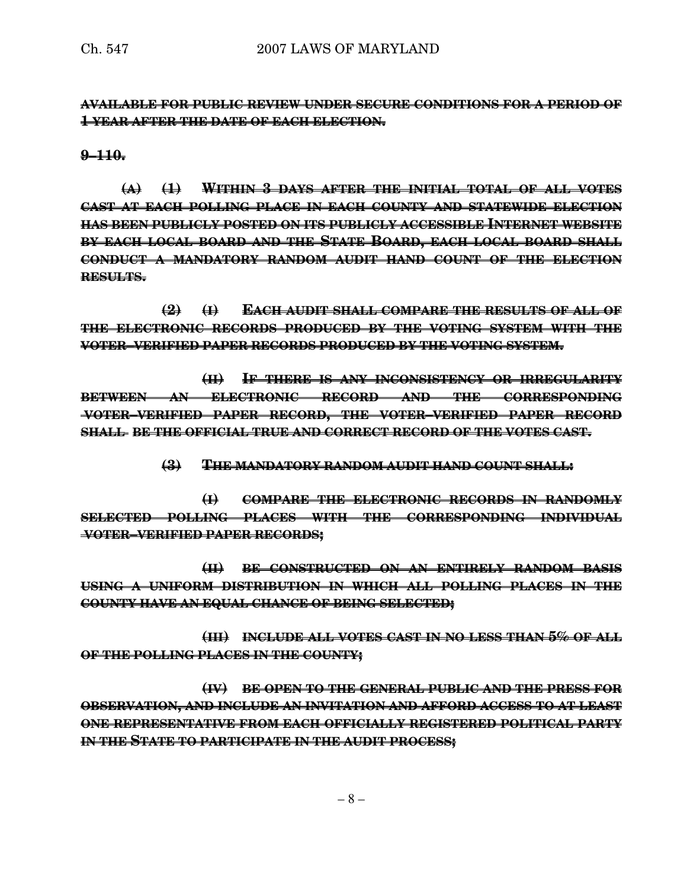~~**AVAILABLE FOR PUBLIC REVIEW UNDER SECURE CONDITIONS FOR A PERIOD OF 1 YEAR AFTER THE DATE OF EACH ELECTION.**~~

~~**9–110.**~~

~~**(A) (1) WITHIN 3 DAYS AFTER THE INITIAL TOTAL OF ALL VOTES CAST AT EACH POLLING PLACE IN EACH COUNTY AND STATEWIDE ELECTION HAS BEEN PUBLICLY POSTED ON ITS PUBLICLY ACCESSIBLE INTERNET WEBSITE BY EACH LOCAL BOARD AND THE STATE BOARD, EACH LOCAL BOARD SHALL CONDUCT A MANDATORY RANDOM AUDIT HAND COUNT OF THE ELECTION RESULTS.**~~

~~**(2) (I) EACH AUDIT SHALL COMPARE THE RESULTS OF ALL OF THE ELECTRONIC RECORDS PRODUCED BY THE VOTING SYSTEM WITH THE VOTER–VERIFIED PAPER RECORDS PRODUCED BY THE VOTING SYSTEM.**~~

~~**(II) IF THERE IS ANY INCONSISTENCY OR IRREGULARITY BETWEEN AN ELECTRONIC RECORD AND THE CORRESPONDING VOTER–VERIFIED PAPER RECORD, THE VOTER–VERIFIED PAPER RECORD SHALL BE THE OFFICIAL TRUE AND CORRECT RECORD OF THE VOTES CAST.**~~

~~**(3) THE MANDATORY RANDOM AUDIT HAND COUNT SHALL:**~~

~~**(I) COMPARE THE ELECTRONIC RECORDS IN RANDOMLY SELECTED POLLING PLACES WITH THE CORRESPONDING INDIVIDUAL VOTER–VERIFIED PAPER RECORDS;**~~

~~**(II) BE CONSTRUCTED ON AN ENTIRELY RANDOM BASIS USING A UNIFORM DISTRIBUTION IN WHICH ALL POLLING PLACES IN THE COUNTY HAVE AN EQUAL CHANCE OF BEING SELECTED;**~~

~~**(III) INCLUDE ALL VOTES CAST IN NO LESS THAN 5% OF ALL OF THE POLLING PLACES IN THE COUNTY;**~~

~~**(IV) BE OPEN TO THE GENERAL PUBLIC AND THE PRESS FOR OBSERVATION, AND INCLUDE AN INVITATION AND AFFORD ACCESS TO AT LEAST ONE REPRESENTATIVE FROM EACH OFFICIALLY REGISTERED POLITICAL PARTY IN THE STATE TO PARTICIPATE IN THE AUDIT PROCESS;**~~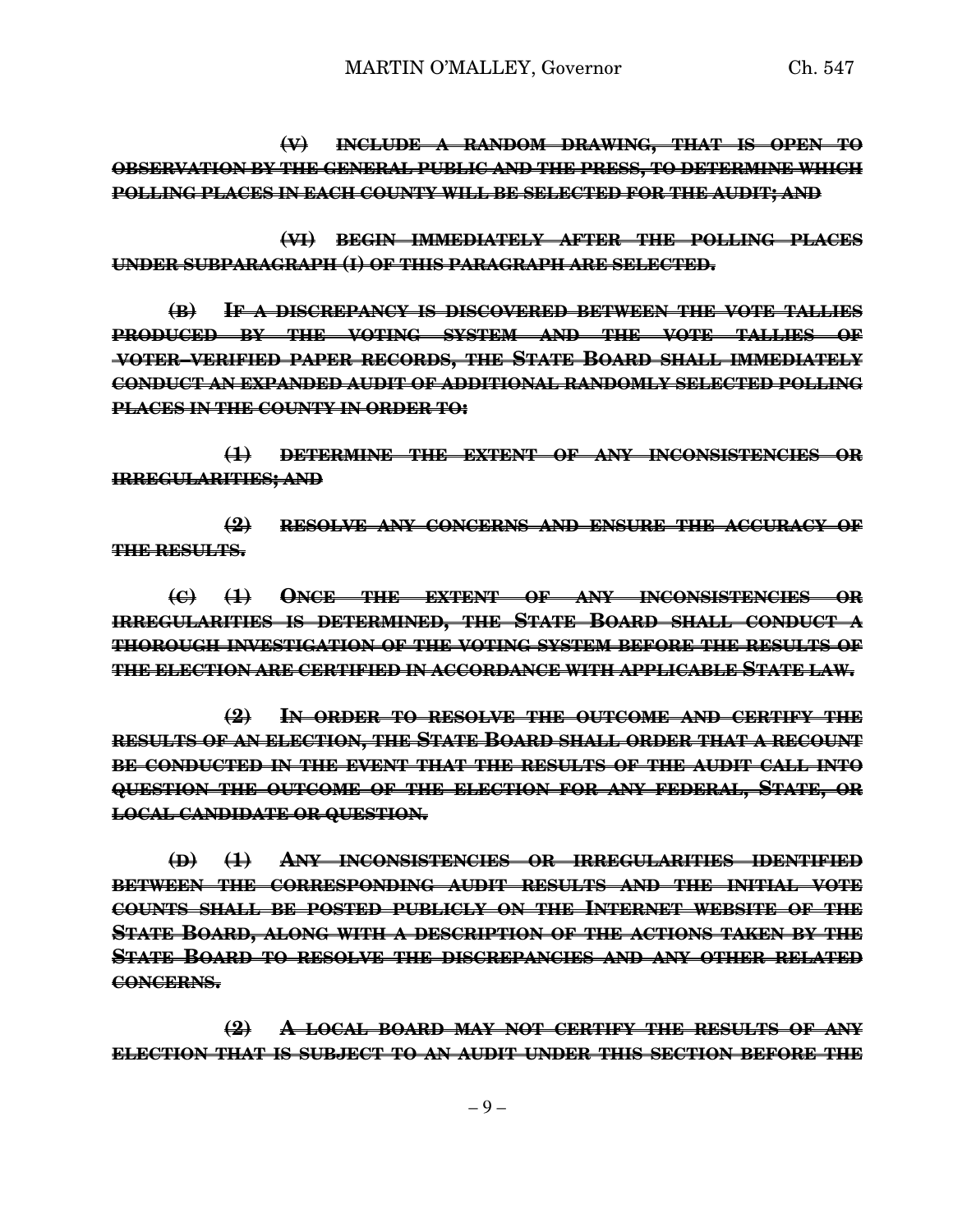~~**(V) INCLUDE A RANDOM DRAWING, THAT IS OPEN TO OBSERVATION BY THE GENERAL PUBLIC AND THE PRESS, TO DETERMINE WHICH POLLING PLACES IN EACH COUNTY WILL BE SELECTED FOR THE AUDIT; AND**~~

~~**(VI) BEGIN IMMEDIATELY AFTER THE POLLING PLACES UNDER SUBPARAGRAPH (I) OF THIS PARAGRAPH ARE SELECTED.**~~

~~**(B) IF A DISCREPANCY IS DISCOVERED BETWEEN THE VOTE TALLIES PRODUCED BY THE VOTING SYSTEM AND THE VOTE TALLIES OF VOTER–VERIFIED PAPER RECORDS, THE STATE BOARD SHALL IMMEDIATELY CONDUCT AN EXPANDED AUDIT OF ADDITIONAL RANDOMLY SELECTED POLLING PLACES IN THE COUNTY IN ORDER TO:**~~

~~**(1) DETERMINE THE EXTENT OF ANY INCONSISTENCIES OR IRREGULARITIES; AND**~~

~~**(2) RESOLVE ANY CONCERNS AND ENSURE THE ACCURACY OF THE RESULTS.**~~

~~**(C) (1) ONCE THE EXTENT OF ANY INCONSISTENCIES OR IRREGULARITIES IS DETERMINED, THE STATE BOARD SHALL CONDUCT A THOROUGH INVESTIGATION OF THE VOTING SYSTEM BEFORE THE RESULTS OF THE ELECTION ARE CERTIFIED IN ACCORDANCE WITH APPLICABLE STATE LAW.**~~

~~**(2) IN ORDER TO RESOLVE THE OUTCOME AND CERTIFY THE RESULTS OF AN ELECTION, THE STATE BOARD SHALL ORDER THAT A RECOUNT BE CONDUCTED IN THE EVENT THAT THE RESULTS OF THE AUDIT CALL INTO QUESTION THE OUTCOME OF THE ELECTION FOR ANY FEDERAL, STATE, OR LOCAL CANDIDATE OR QUESTION.**~~

~~**(D) (1) ANY INCONSISTENCIES OR IRREGULARITIES IDENTIFIED BETWEEN THE CORRESPONDING AUDIT RESULTS AND THE INITIAL VOTE COUNTS SHALL BE POSTED PUBLICLY ON THE INTERNET WEBSITE OF THE STATE BOARD, ALONG WITH A DESCRIPTION OF THE ACTIONS TAKEN BY THE STATE BOARD TO RESOLVE THE DISCREPANCIES AND ANY OTHER RELATED CONCERNS.**~~

~~**(2) A LOCAL BOARD MAY NOT CERTIFY THE RESULTS OF ANY ELECTION THAT IS SUBJECT TO AN AUDIT UNDER THIS SECTION BEFORE THE**~~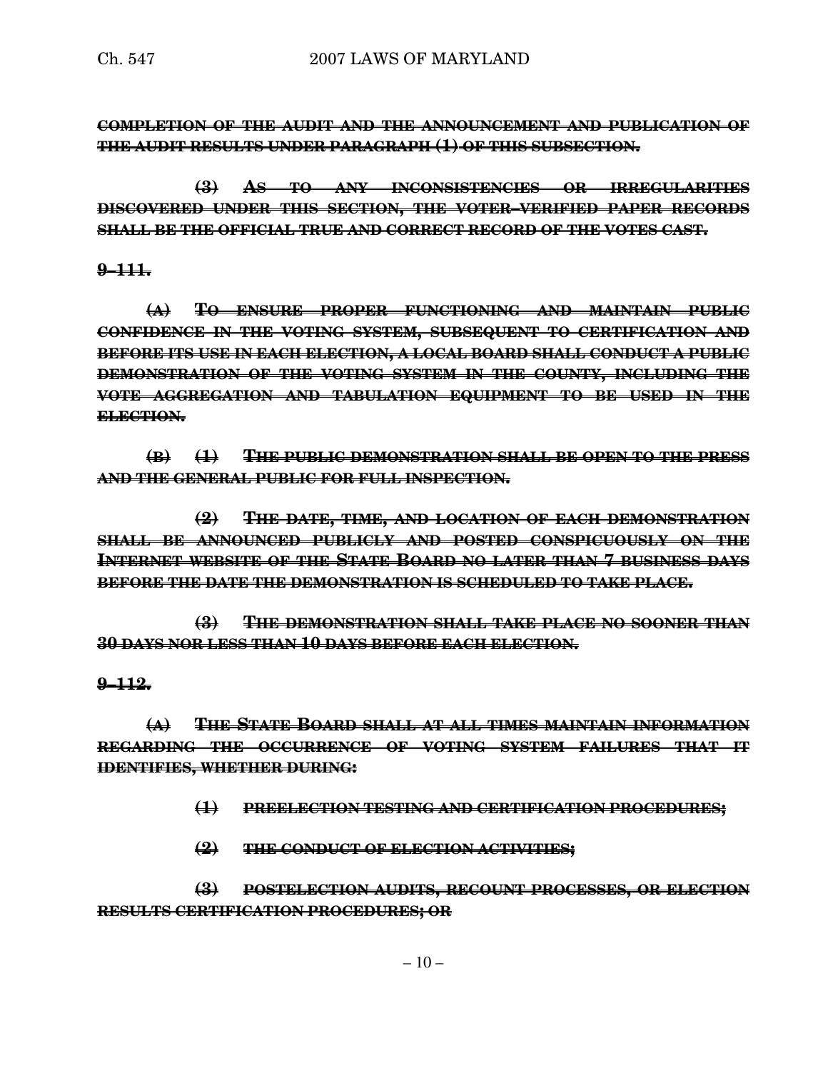**COMPLETION OF THE AUDIT AND THE ANNOUNCEMENT AND PUBLICATION OF THE AUDIT RESULTS UNDER PARAGRAPH (1) OF THIS SUBSECTION.**

**(3) AS TO ANY INCONSISTENCIES OR IRREGULARITIES DISCOVERED UNDER THIS SECTION, THE VOTER–VERIFIED PAPER RECORDS SHALL BE THE OFFICIAL TRUE AND CORRECT RECORD OF THE VOTES CAST.**

**9–111.**

**(A) TO ENSURE PROPER FUNCTIONING AND MAINTAIN PUBLIC CONFIDENCE IN THE VOTING SYSTEM, SUBSEQUENT TO CERTIFICATION AND BEFORE ITS USE IN EACH ELECTION, A LOCAL BOARD SHALL CONDUCT A PUBLIC DEMONSTRATION OF THE VOTING SYSTEM IN THE COUNTY, INCLUDING THE VOTE AGGREGATION AND TABULATION EQUIPMENT TO BE USED IN THE ELECTION.**

**(B) (1) THE PUBLIC DEMONSTRATION SHALL BE OPEN TO THE PRESS AND THE GENERAL PUBLIC FOR FULL INSPECTION.**

**(2) THE DATE, TIME, AND LOCATION OF EACH DEMONSTRATION SHALL BE ANNOUNCED PUBLICLY AND POSTED CONSPICUOUSLY ON THE INTERNET WEBSITE OF THE STATE BOARD NO LATER THAN 7 BUSINESS DAYS BEFORE THE DATE THE DEMONSTRATION IS SCHEDULED TO TAKE PLACE.**

**(3) THE DEMONSTRATION SHALL TAKE PLACE NO SOONER THAN 30 DAYS NOR LESS THAN 10 DAYS BEFORE EACH ELECTION.**

**9–112.**

**(A) THE STATE BOARD SHALL AT ALL TIMES MAINTAIN INFORMATION REGARDING THE OCCURRENCE OF VOTING SYSTEM FAILURES THAT IT IDENTIFIES, WHETHER DURING:**

**(1) PREELECTION TESTING AND CERTIFICATION PROCEDURES;**

**(2) THE CONDUCT OF ELECTION ACTIVITIES;**

**(3) POSTELECTION AUDITS, RECOUNT PROCESSES, OR ELECTION RESULTS CERTIFICATION PROCEDURES; OR**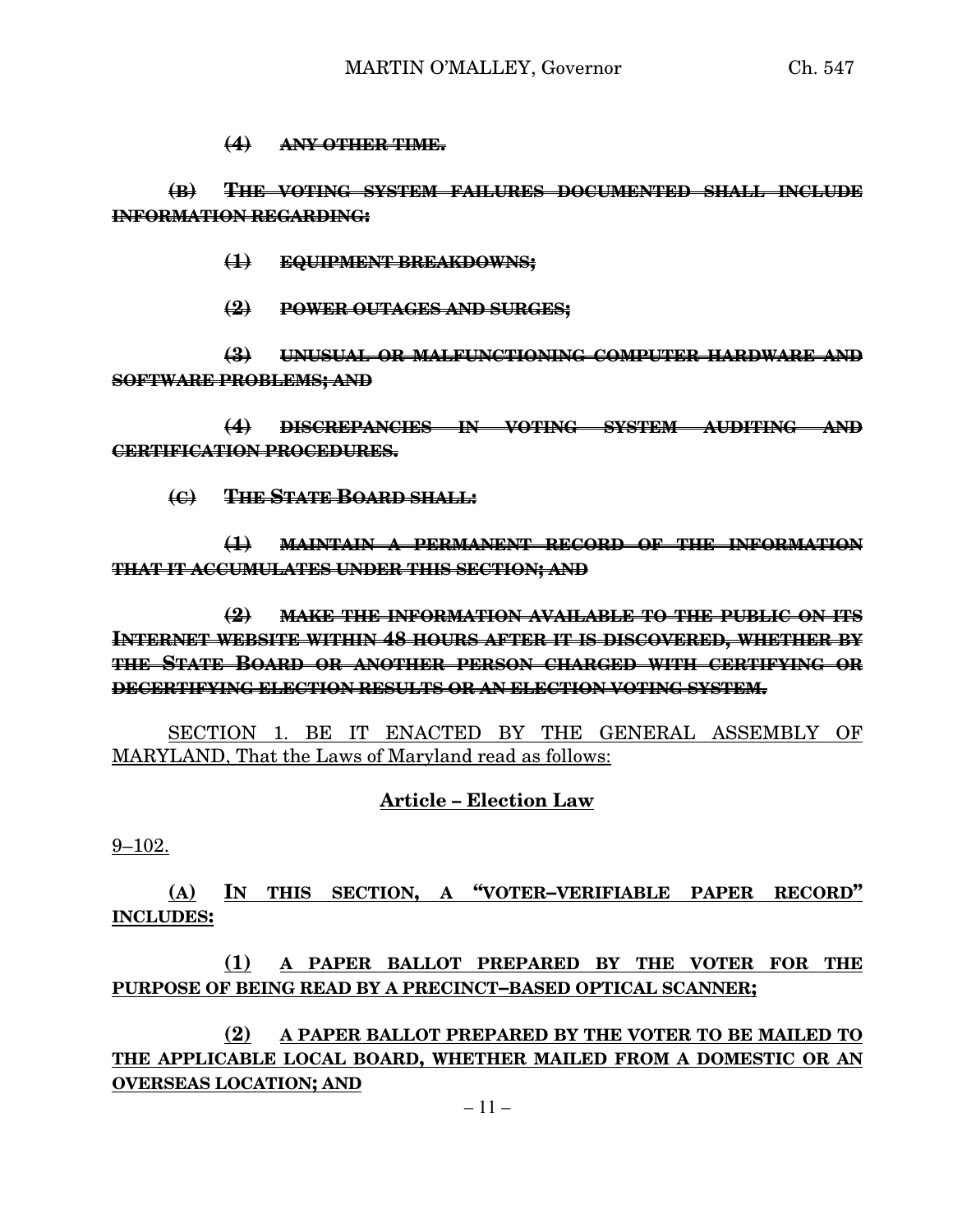~~**(4) ANY OTHER TIME.**~~

~~**(B) THE VOTING SYSTEM FAILURES DOCUMENTED SHALL INCLUDE INFORMATION REGARDING:**~~

~~**(1) EQUIPMENT BREAKDOWNS;**~~

~~**(2) POWER OUTAGES AND SURGES;**~~

~~**(3) UNUSUAL OR MALFUNCTIONING COMPUTER HARDWARE AND SOFTWARE PROBLEMS; AND**~~

~~**(4) DISCREPANCIES IN VOTING SYSTEM AUDITING AND CERTIFICATION PROCEDURES.**~~

~~**(C) THE STATE BOARD SHALL:**~~

~~**(1) MAINTAIN A PERMANENT RECORD OF THE INFORMATION THAT IT ACCUMULATES UNDER THIS SECTION; AND**~~

~~**(2) MAKE THE INFORMATION AVAILABLE TO THE PUBLIC ON ITS INTERNET WEBSITE WITHIN 48 HOURS AFTER IT IS DISCOVERED, WHETHER BY THE STATE BOARD OR ANOTHER PERSON CHARGED WITH CERTIFYING OR DECERTIFYING ELECTION RESULTS OR AN ELECTION VOTING SYSTEM.**~~

<u>SECTION 1. BE IT ENACTED BY THE GENERAL ASSEMBLY OF MARYLAND, That the Laws of Maryland read as follows:</u>

**<u>Article – Election Law</u>**

<u>9–102.</u>

<u>**(A) IN THIS SECTION, A "VOTER–VERIFIABLE PAPER RECORD" INCLUDES:**</u>

<u>**(1) A PAPER BALLOT PREPARED BY THE VOTER FOR THE PURPOSE OF BEING READ BY A PRECINCT–BASED OPTICAL SCANNER;**</u>

<u>**(2) A PAPER BALLOT PREPARED BY THE VOTER TO BE MAILED TO THE APPLICABLE LOCAL BOARD, WHETHER MAILED FROM A DOMESTIC OR AN OVERSEAS LOCATION; AND**</u>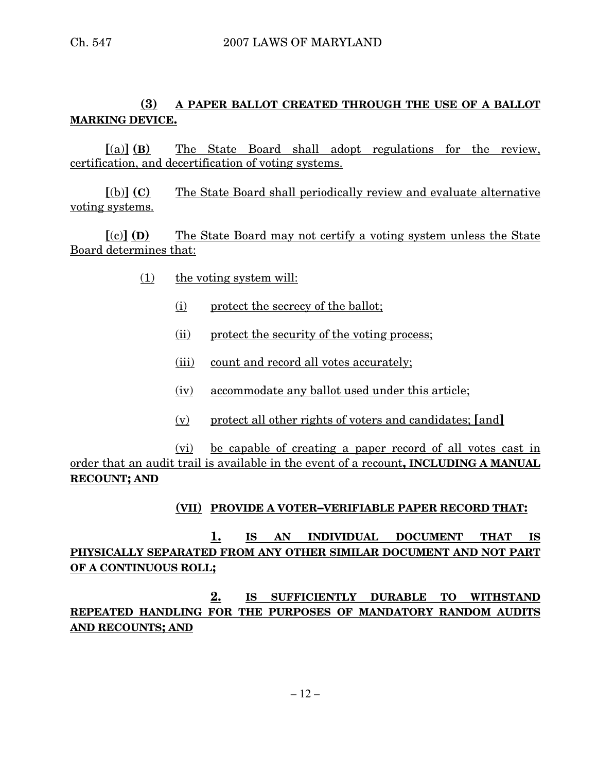**(3) A PAPER BALLOT CREATED THROUGH THE USE OF A BALLOT MARKING DEVICE.**

[(a)] **(B)** The State Board shall adopt regulations for the review, certification, and decertification of voting systems.

[(b)] **(C)** The State Board shall periodically review and evaluate alternative voting systems.

[(c)] **(D)** The State Board may not certify a voting system unless the State Board determines that:

(1) the voting system will:

(i) protect the secrecy of the ballot;

(ii) protect the security of the voting process;

(iii) count and record all votes accurately;

(iv) accommodate any ballot used under this article;

(v) protect all other rights of voters and candidates; [and]

(vi) be capable of creating a paper record of all votes cast in order that an audit trail is available in the event of a recount**, INCLUDING A MANUAL RECOUNT; AND**

**(VII) PROVIDE A VOTER–VERIFIABLE PAPER RECORD THAT:**

**1. IS AN INDIVIDUAL DOCUMENT THAT IS PHYSICALLY SEPARATED FROM ANY OTHER SIMILAR DOCUMENT AND NOT PART OF A CONTINUOUS ROLL;**

**2. IS SUFFICIENTLY DURABLE TO WITHSTAND REPEATED HANDLING FOR THE PURPOSES OF MANDATORY RANDOM AUDITS AND RECOUNTS; AND**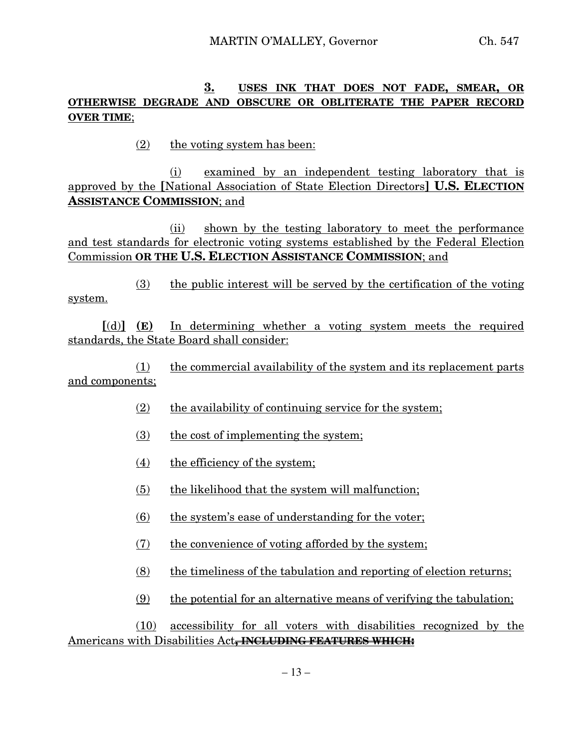**3. USES INK THAT DOES NOT FADE, SMEAR, OR OTHERWISE DEGRADE AND OBSCURE OR OBLITERATE THE PAPER RECORD OVER TIME**;

(2) the voting system has been:

(i) examined by an independent testing laboratory that is approved by the **[**National Association of State Election Directors**]** **U.S. ELECTION ASSISTANCE COMMISSION**; and

(ii) shown by the testing laboratory to meet the performance and test standards for electronic voting systems established by the Federal Election Commission **OR THE U.S. ELECTION ASSISTANCE COMMISSION**; and

(3) the public interest will be served by the certification of the voting system.

**[**(d)**]** **(E)** In determining whether a voting system meets the required standards, the State Board shall consider:

(1) the commercial availability of the system and its replacement parts and components;

(2) the availability of continuing service for the system;

(3) the cost of implementing the system;

(4) the efficiency of the system;

(5) the likelihood that the system will malfunction;

(6) the system's ease of understanding for the voter;

(7) the convenience of voting afforded by the system;

(8) the timeliness of the tabulation and reporting of election returns;

(9) the potential for an alternative means of verifying the tabulation;

(10) accessibility for all voters with disabilities recognized by the Americans with Disabilities Act~~**, INCLUDING FEATURES WHICH:**~~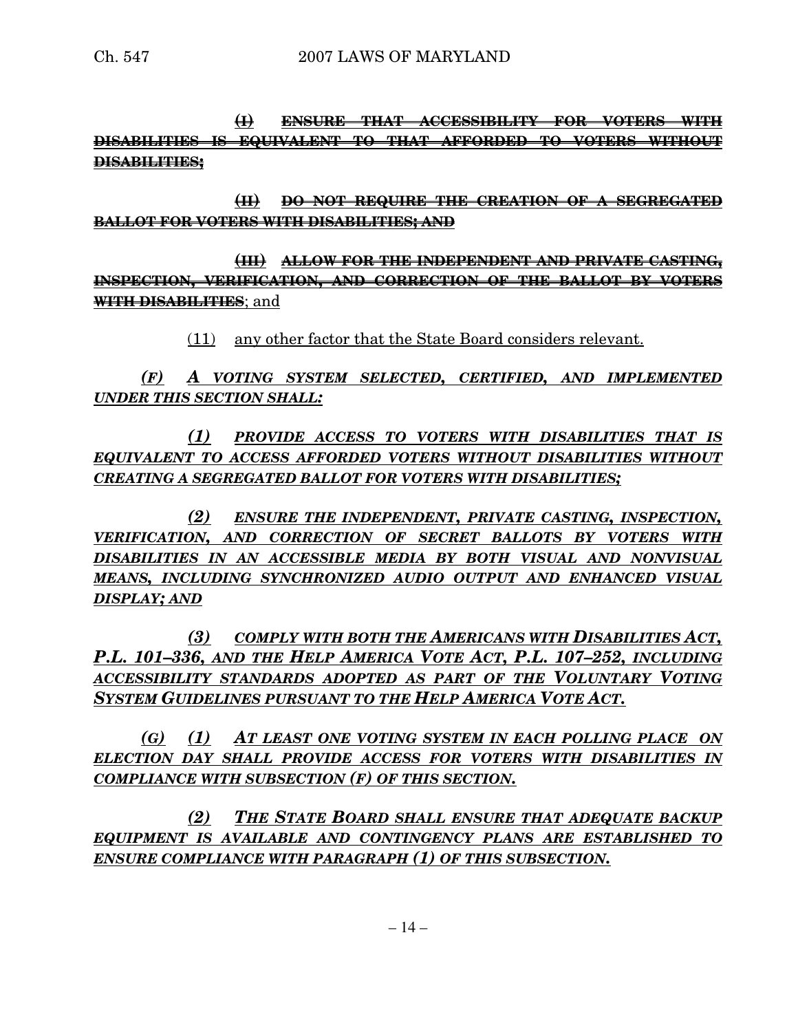~~(I) ENSURE THAT ACCESSIBILITY FOR VOTERS WITH DISABILITIES IS EQUIVALENT TO THAT AFFORDED TO VOTERS WITHOUT DISABILITIES;~~

~~(II) DO NOT REQUIRE THE CREATION OF A SEGREGATED BALLOT FOR VOTERS WITH DISABILITIES; AND~~

~~(III) ALLOW FOR THE INDEPENDENT AND PRIVATE CASTING, INSPECTION, VERIFICATION, AND CORRECTION OF THE BALLOT BY VOTERS WITH DISABILITIES~~; and

(11) any other factor that the State Board considers relevant.

*(F) A VOTING SYSTEM SELECTED, CERTIFIED, AND IMPLEMENTED UNDER THIS SECTION SHALL:*

*(1) PROVIDE ACCESS TO VOTERS WITH DISABILITIES THAT IS EQUIVALENT TO ACCESS AFFORDED VOTERS WITHOUT DISABILITIES WITHOUT CREATING A SEGREGATED BALLOT FOR VOTERS WITH DISABILITIES;*

*(2) ENSURE THE INDEPENDENT, PRIVATE CASTING, INSPECTION, VERIFICATION, AND CORRECTION OF SECRET BALLOTS BY VOTERS WITH DISABILITIES IN AN ACCESSIBLE MEDIA BY BOTH VISUAL AND NONVISUAL MEANS, INCLUDING SYNCHRONIZED AUDIO OUTPUT AND ENHANCED VISUAL DISPLAY; AND*

*(3) COMPLY WITH BOTH THE AMERICANS WITH DISABILITIES ACT, P.L. 101–336, AND THE HELP AMERICA VOTE ACT, P.L. 107–252, INCLUDING ACCESSIBILITY STANDARDS ADOPTED AS PART OF THE VOLUNTARY VOTING SYSTEM GUIDELINES PURSUANT TO THE HELP AMERICA VOTE ACT.*

*(G) (1) AT LEAST ONE VOTING SYSTEM IN EACH POLLING PLACE ON ELECTION DAY SHALL PROVIDE ACCESS FOR VOTERS WITH DISABILITIES IN COMPLIANCE WITH SUBSECTION (F) OF THIS SECTION.*

*(2) THE STATE BOARD SHALL ENSURE THAT ADEQUATE BACKUP EQUIPMENT IS AVAILABLE AND CONTINGENCY PLANS ARE ESTABLISHED TO ENSURE COMPLIANCE WITH PARAGRAPH (1) OF THIS SUBSECTION.*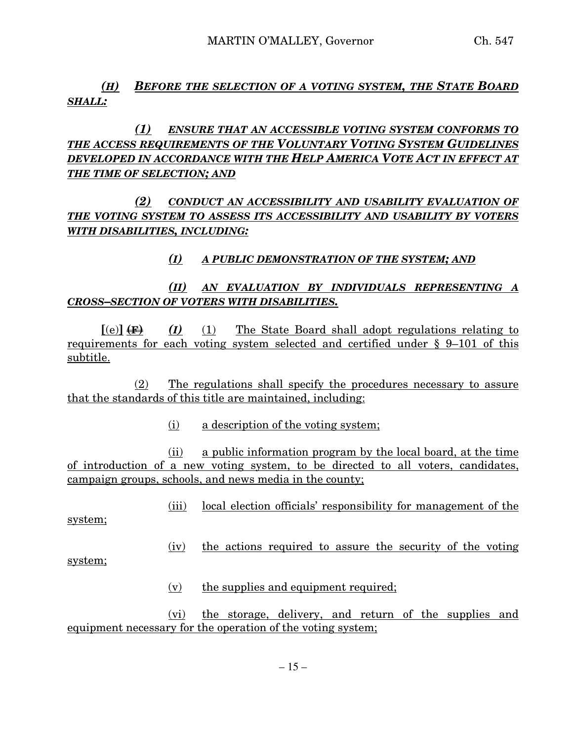*(H)* ***BEFORE THE SELECTION OF A VOTING SYSTEM, THE STATE BOARD SHALL:***

*(1)* ***ENSURE THAT AN ACCESSIBLE VOTING SYSTEM CONFORMS TO THE ACCESS REQUIREMENTS OF THE VOLUNTARY VOTING SYSTEM GUIDELINES DEVELOPED IN ACCORDANCE WITH THE HELP AMERICA VOTE ACT IN EFFECT AT THE TIME OF SELECTION; AND***

*(2)* ***CONDUCT AN ACCESSIBILITY AND USABILITY EVALUATION OF THE VOTING SYSTEM TO ASSESS ITS ACCESSIBILITY AND USABILITY BY VOTERS WITH DISABILITIES, INCLUDING:***

*(I)* ***A PUBLIC DEMONSTRATION OF THE SYSTEM; AND***

*(II)* ***AN EVALUATION BY INDIVIDUALS REPRESENTING A CROSS–SECTION OF VOTERS WITH DISABILITIES.***

**[**(e)**]** ~~(F)~~ *(I)* (1) The State Board shall adopt regulations relating to requirements for each voting system selected and certified under § 9–101 of this subtitle.

(2) The regulations shall specify the procedures necessary to assure that the standards of this title are maintained, including:

(i) a description of the voting system;

(ii) a public information program by the local board, at the time of introduction of a new voting system, to be directed to all voters, candidates, campaign groups, schools, and news media in the county;

(iii) local election officials' responsibility for management of the system;

(iv) the actions required to assure the security of the voting system;

(v) the supplies and equipment required;

(vi) the storage, delivery, and return of the supplies and equipment necessary for the operation of the voting system;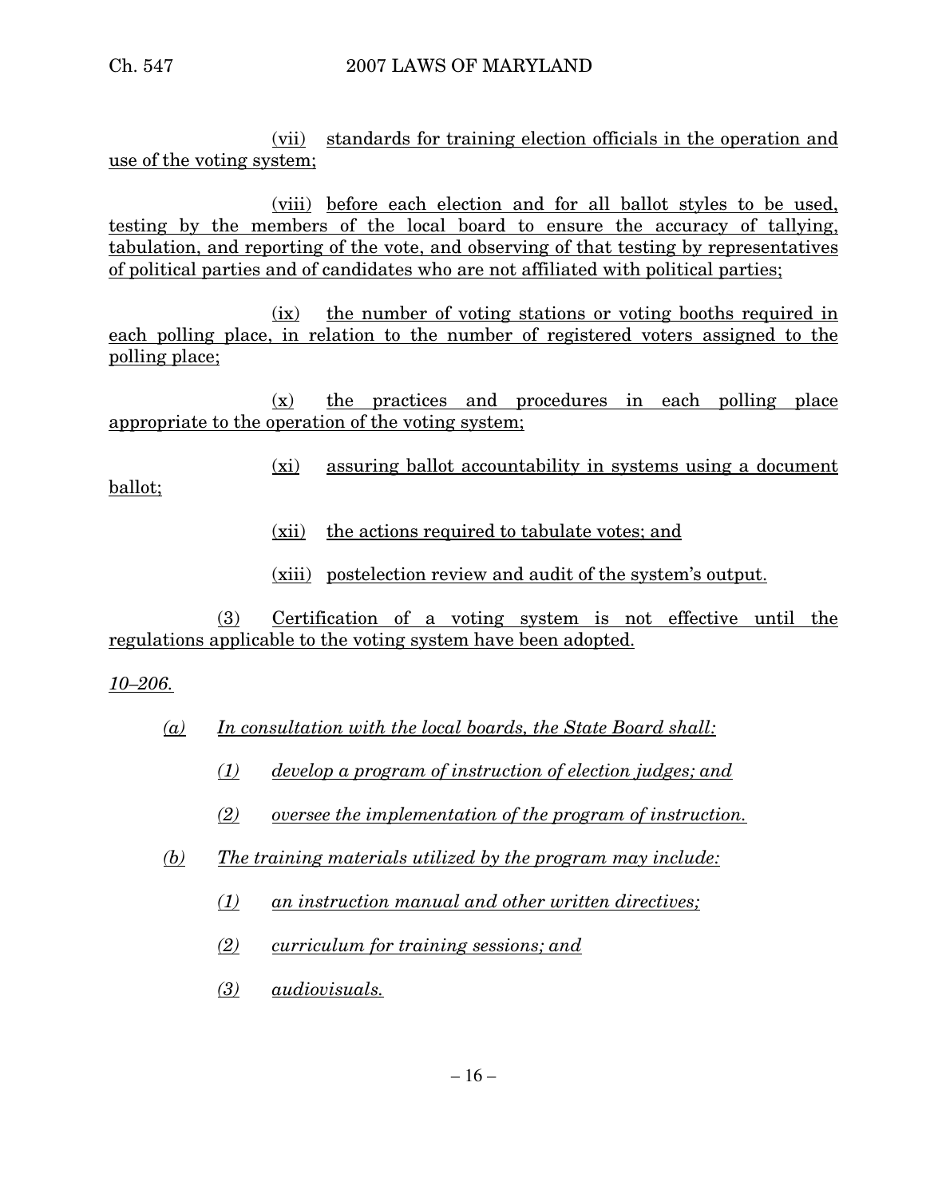(vii) standards for training election officials in the operation and use of the voting system;

(viii) before each election and for all ballot styles to be used, testing by the members of the local board to ensure the accuracy of tallying, tabulation, and reporting of the vote, and observing of that testing by representatives of political parties and of candidates who are not affiliated with political parties;

(ix) the number of voting stations or voting booths required in each polling place, in relation to the number of registered voters assigned to the polling place;

(x) the practices and procedures in each polling place appropriate to the operation of the voting system;

(xi) assuring ballot accountability in systems using a document ballot;

(xii) the actions required to tabulate votes; and

(xiii) postelection review and audit of the system's output.

(3) Certification of a voting system is not effective until the regulations applicable to the voting system have been adopted.

*10–206.*

*(a) In consultation with the local boards, the State Board shall:*

*(1) develop a program of instruction of election judges; and*

*(2) oversee the implementation of the program of instruction.*

*(b) The training materials utilized by the program may include:*

*(1) an instruction manual and other written directives;*

*(2) curriculum for training sessions; and*

*(3) audiovisuals.*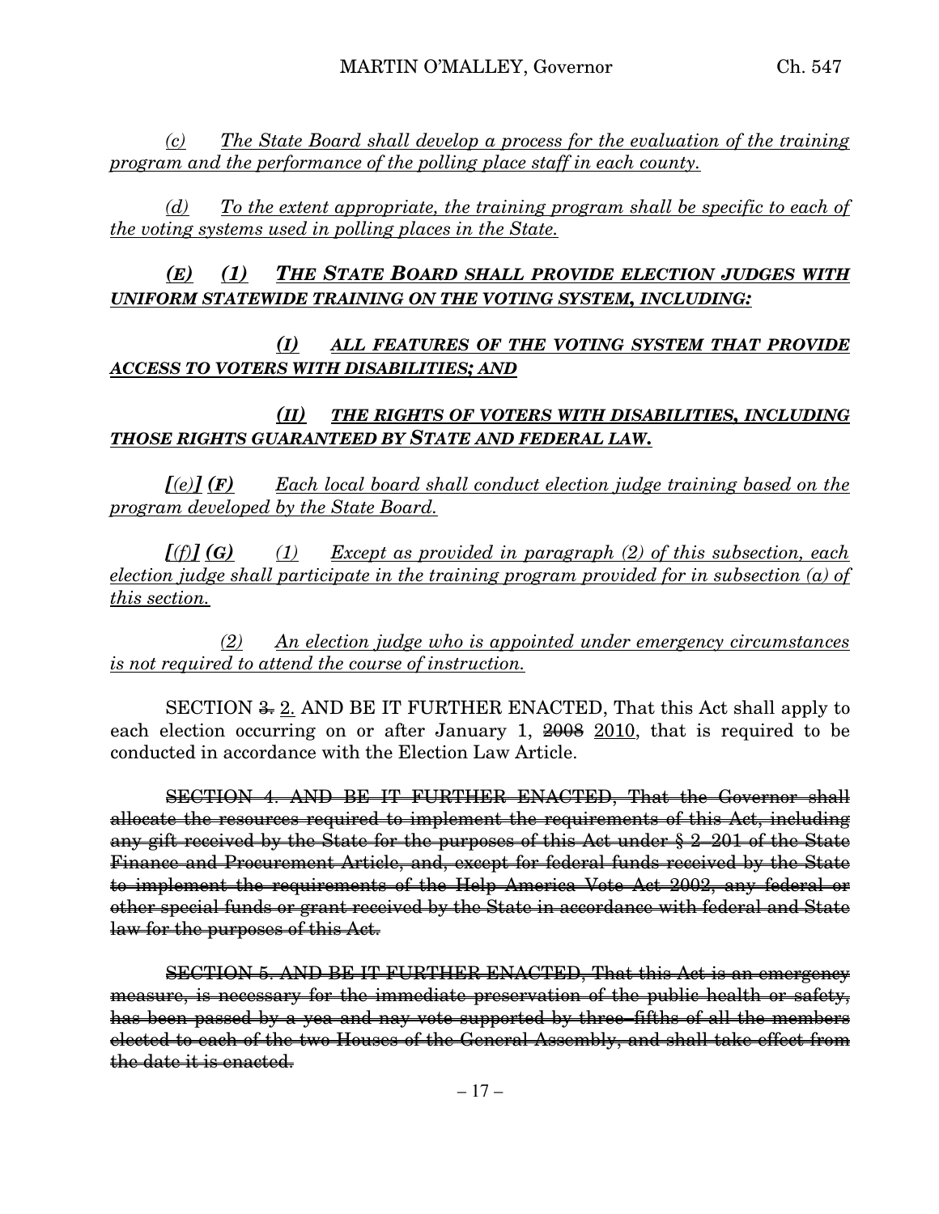*(c) The State Board shall develop a process for the evaluation of the training program and the performance of the polling place staff in each county.*

*(d) To the extent appropriate, the training program shall be specific to each of the voting systems used in polling places in the State.*

***(E) (1) THE STATE BOARD SHALL PROVIDE ELECTION JUDGES WITH UNIFORM STATEWIDE TRAINING ON THE VOTING SYSTEM, INCLUDING:***

***(I) ALL FEATURES OF THE VOTING SYSTEM THAT PROVIDE ACCESS TO VOTERS WITH DISABILITIES; AND***

***(II) THE RIGHTS OF VOTERS WITH DISABILITIES, INCLUDING THOSE RIGHTS GUARANTEED BY STATE AND FEDERAL LAW.***

*[(e)]* ***(F)*** *Each local board shall conduct election judge training based on the program developed by the State Board.*

*[(f)]* ***(G)*** *(1) Except as provided in paragraph (2) of this subsection, each election judge shall participate in the training program provided for in subsection (a) of this section.*

*(2) An election judge who is appointed under emergency circumstances is not required to attend the course of instruction.*

SECTION ~~3.~~ 2. AND BE IT FURTHER ENACTED, That this Act shall apply to each election occurring on or after January 1, ~~2008~~ 2010, that is required to be conducted in accordance with the Election Law Article.

~~SECTION 4. AND BE IT FURTHER ENACTED, That the Governor shall allocate the resources required to implement the requirements of this Act, including any gift received by the State for the purposes of this Act under § 2–201 of the State Finance and Procurement Article, and, except for federal funds received by the State to implement the requirements of the Help America Vote Act 2002, any federal or other special funds or grant received by the State in accordance with federal and State law for the purposes of this Act.~~

~~SECTION 5. AND BE IT FURTHER ENACTED, That this Act is an emergency measure, is necessary for the immediate preservation of the public health or safety, has been passed by a yea and nay vote supported by three–fifths of all the members elected to each of the two Houses of the General Assembly, and shall take effect from the date it is enacted.~~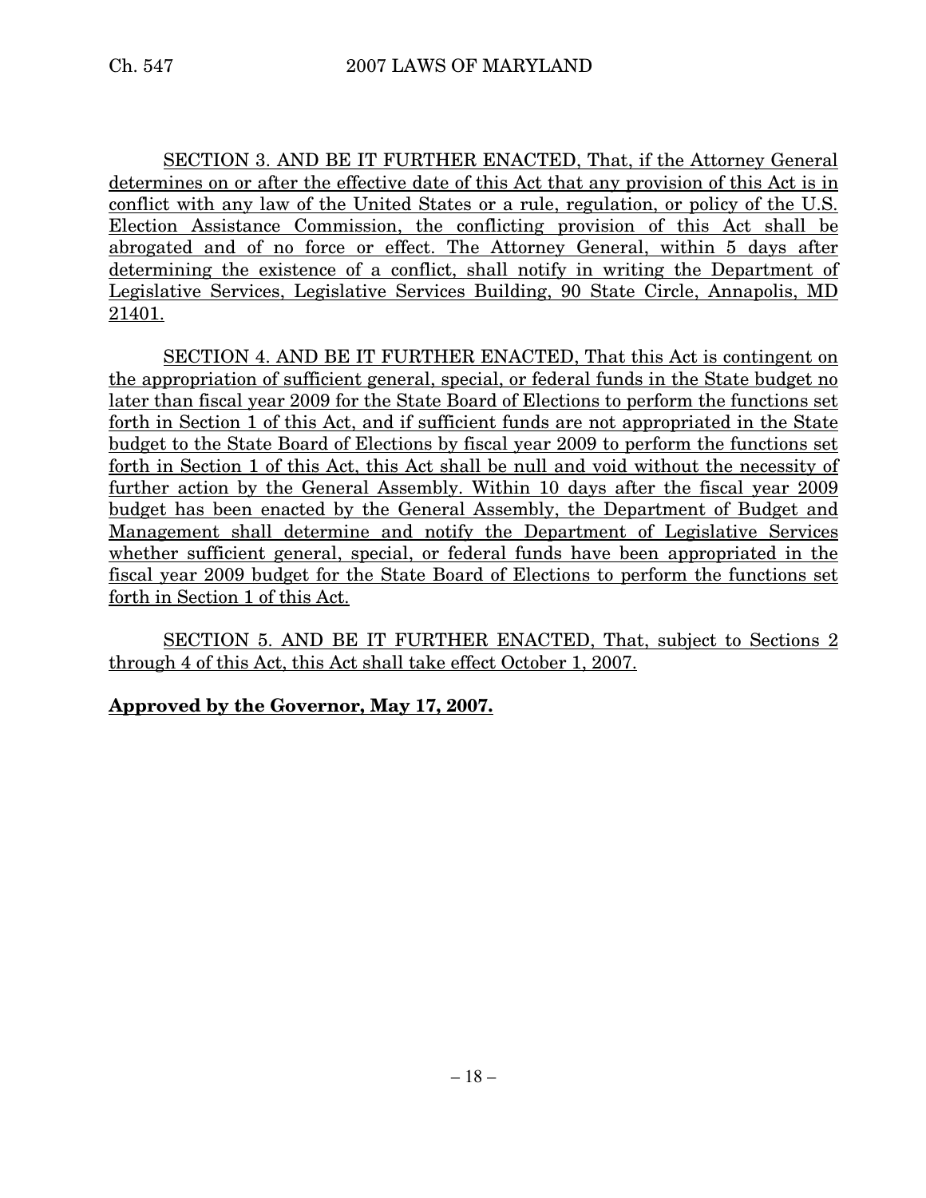SECTION 3. AND BE IT FURTHER ENACTED, That, if the Attorney General determines on or after the effective date of this Act that any provision of this Act is in conflict with any law of the United States or a rule, regulation, or policy of the U.S. Election Assistance Commission, the conflicting provision of this Act shall be abrogated and of no force or effect. The Attorney General, within 5 days after determining the existence of a conflict, shall notify in writing the Department of Legislative Services, Legislative Services Building, 90 State Circle, Annapolis, MD 21401.

SECTION 4. AND BE IT FURTHER ENACTED, That this Act is contingent on the appropriation of sufficient general, special, or federal funds in the State budget no later than fiscal year 2009 for the State Board of Elections to perform the functions set forth in Section 1 of this Act, and if sufficient funds are not appropriated in the State budget to the State Board of Elections by fiscal year 2009 to perform the functions set forth in Section 1 of this Act, this Act shall be null and void without the necessity of further action by the General Assembly. Within 10 days after the fiscal year 2009 budget has been enacted by the General Assembly, the Department of Budget and Management shall determine and notify the Department of Legislative Services whether sufficient general, special, or federal funds have been appropriated in the fiscal year 2009 budget for the State Board of Elections to perform the functions set forth in Section 1 of this Act.

SECTION 5. AND BE IT FURTHER ENACTED, That, subject to Sections 2 through 4 of this Act, this Act shall take effect October 1, 2007.

**Approved by the Governor, May 17, 2007.**